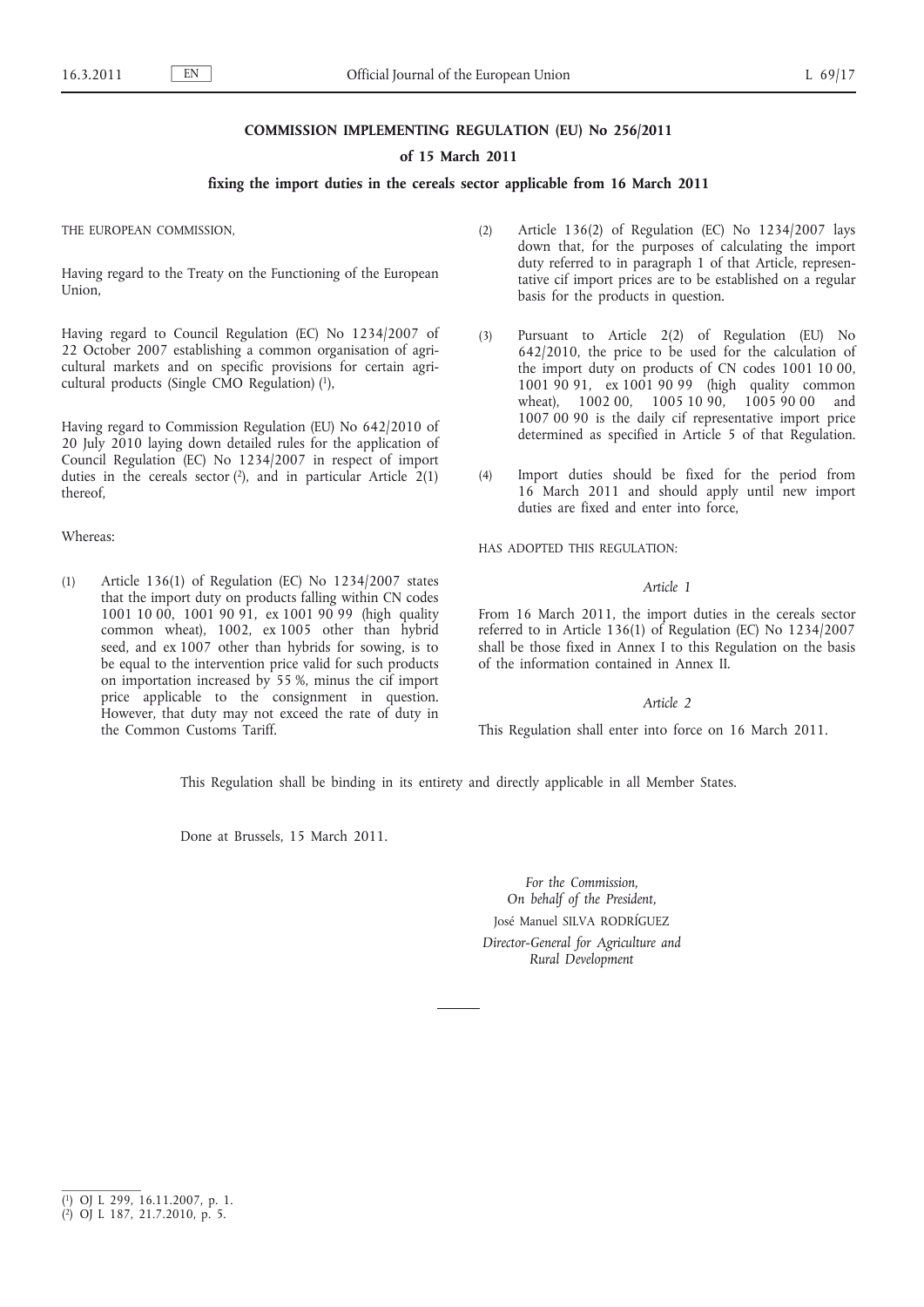# COMMISSION IMPLEMENTING REGULATION (EU) No 256/2011

## of 15 March 2011

## fixing the import duties in the cereals sector applicable from 16 March 2011

THE EUROPEAN COMMISSION,

Having regard to the Treaty on the Functioning of the European Union,

Having regard to Council Regulation (EC) No 1234/2007 of 22 October 2007 establishing a common organisation of agricultural markets and on specific provisions for certain agricultural products (Single CMO Regulation) [1],

Having regard to Commission Regulation (EU) No 642/2010 of 20 July 2010 laying down detailed rules for the application of Council Regulation (EC) No 1234/2007 in respect of import duties in the cereals sector [2], and in particular Article 2(1) thereof,

Whereas:

(1) Article 136(1) of Regulation (EC) No 1234/2007 states that the import duty on products falling within CN codes 1001 10 00, 1001 90 91, ex 1001 90 99 (high quality common wheat), 1002, ex 1005 other than hybrid seed, and ex 1007 other than hybrids for sowing, is to be equal to the intervention price valid for such products on importation increased by 55 %, minus the cif import price applicable to the consignment in question. However, that duty may not exceed the rate of duty in the Common Customs Tariff.

(2) Article 136(2) of Regulation (EC) No 1234/2007 lays down that, for the purposes of calculating the import duty referred to in paragraph 1 of that Article, representative cif import prices are to be established on a regular basis for the products in question.

(3) Pursuant to Article 2(2) of Regulation (EU) No 642/2010, the price to be used for the calculation of the import duty on products of CN codes 1001 10 00, 1001 90 91, ex 1001 90 99 (high quality common wheat), 1002 00, 1005 10 90, 1005 90 00 and 1007 00 90 is the daily cif representative import price determined as specified in Article 5 of that Regulation.

(4) Import duties should be fixed for the period from 16 March 2011 and should apply until new import duties are fixed and enter into force,

HAS ADOPTED THIS REGULATION:

*Article 1*

From 16 March 2011, the import duties in the cereals sector referred to in Article 136(1) of Regulation (EC) No 1234/2007 shall be those fixed in Annex I to this Regulation on the basis of the information contained in Annex II.

*Article 2*

This Regulation shall enter into force on 16 March 2011.

This Regulation shall be binding in its entirety and directly applicable in all Member States.

Done at Brussels, 15 March 2011.

*For the Commission,*
*On behalf of the President,*
José Manuel SILVA RODRÍGUEZ
*Director-General for Agriculture and Rural Development*

---

[1] OJ L 299, 16.11.2007, p. 1.

[2] OJ L 187, 21.7.2010, p. 5.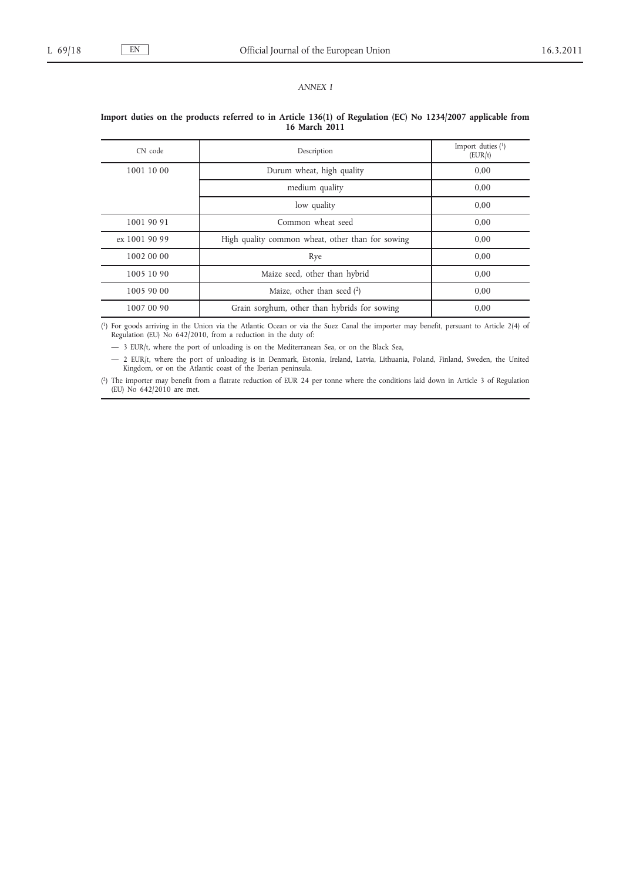*ANNEX I*

**Import duties on the products referred to in Article 136(1) of Regulation (EC) No 1234/2007 applicable from 16 March 2011**

| CN code | Description | Import duties [1] (EUR/t) |
|---|---|---|
| 1001 10 00 | Durum wheat, high quality | 0,00 |
| | medium quality | 0,00 |
| | low quality | 0,00 |
| 1001 90 91 | Common wheat seed | 0,00 |
| ex 1001 90 99 | High quality common wheat, other than for sowing | 0,00 |
| 1002 00 00 | Rye | 0,00 |
| 1005 10 90 | Maize seed, other than hybrid | 0,00 |
| 1005 90 00 | Maize, other than seed [2] | 0,00 |
| 1007 00 90 | Grain sorghum, other than hybrids for sowing | 0,00 |

[1] For goods arriving in the Union via the Atlantic Ocean or via the Suez Canal the importer may benefit, pursuant to Article 2(4) of Regulation (EU) No 642/2010, from a reduction in the duty of:

— 3 EUR/t, where the port of unloading is on the Mediterranean Sea, or on the Black Sea,

— 2 EUR/t, where the port of unloading is in Denmark, Estonia, Ireland, Latvia, Lithuania, Poland, Finland, Sweden, the United Kingdom, or on the Atlantic coast of the Iberian peninsula.

[2] The importer may benefit from a flatrate reduction of EUR 24 per tonne where the conditions laid down in Article 3 of Regulation (EU) No 642/2010 are met.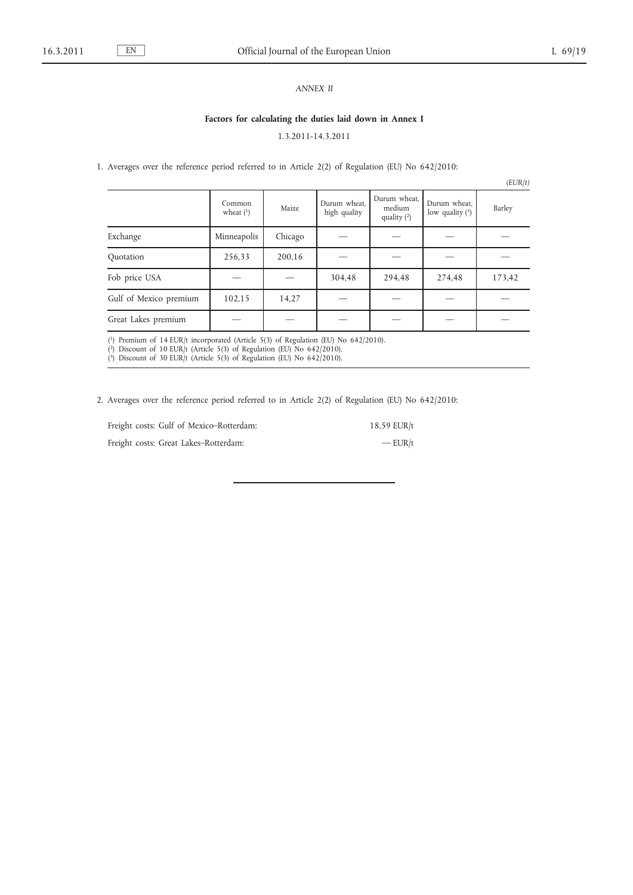*ANNEX II*

**Factors for calculating the duties laid down in Annex I**

1.3.2011-14.3.2011

1. Averages over the reference period referred to in Article 2(2) of Regulation (EU) No 642/2010:

*(EUR/t)*

| | Common wheat [1] | Maize | Durum wheat, high quality | Durum wheat, medium quality [2] | Durum wheat, low quality [3] | Barley |
|---|---|---|---|---|---|---|
| Exchange | Minneapolis | Chicago | — | — | — | — |
| Quotation | 256,33 | 200,16 | — | — | — | — |
| Fob price USA | — | — | 304,48 | 294,48 | 274,48 | 173,42 |
| Gulf of Mexico premium | 102,15 | 14,27 | — | — | — | — |
| Great Lakes premium | — | — | — | — | — | — |

[1] Premium of 14 EUR/t incorporated (Article 5(3) of Regulation (EU) No 642/2010).
[2] Discount of 10 EUR/t (Article 5(3) of Regulation (EU) No 642/2010).
[3] Discount of 30 EUR/t (Article 5(3) of Regulation (EU) No 642/2010).

2. Averages over the reference period referred to in Article 2(2) of Regulation (EU) No 642/2010:

Freight costs: Gulf of Mexico–Rotterdam: 18,59 EUR/t

Freight costs: Great Lakes–Rotterdam: — EUR/t